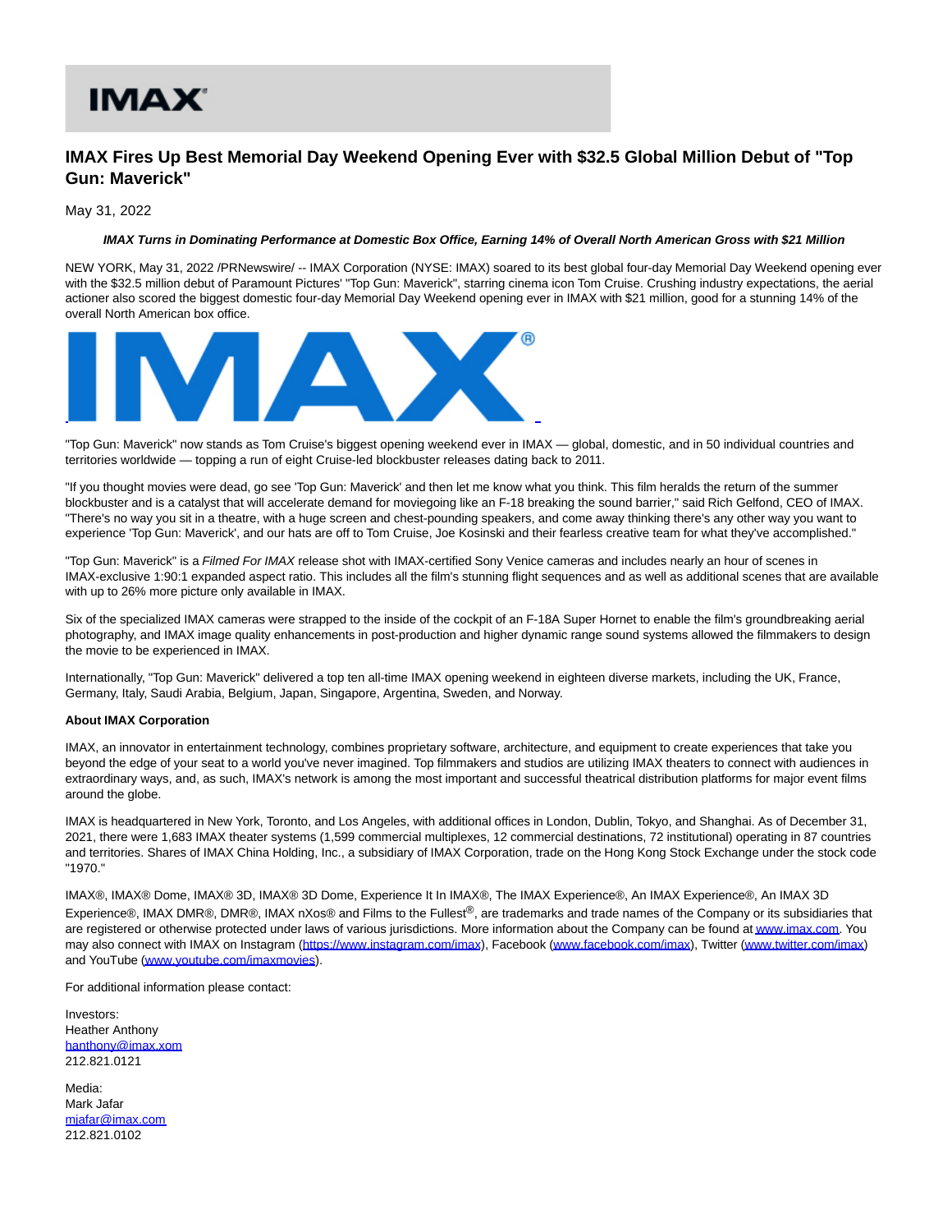# IMAX Fires Up Best Memorial Day Weekend Opening Ever with $32.5 Global Million Debut of "Top Gun: Maverick"

May 31, 2022

***IMAX Turns in Dominating Performance at Domestic Box Office, Earning 14% of Overall North American Gross with $21 Million***

NEW YORK, May 31, 2022 /PRNewswire/ -- IMAX Corporation (NYSE: IMAX) soared to its best global four-day Memorial Day Weekend opening ever with the $32.5 million debut of Paramount Pictures' "Top Gun: Maverick", starring cinema icon Tom Cruise. Crushing industry expectations, the aerial actioner also scored the biggest domestic four-day Memorial Day Weekend opening ever in IMAX with $21 million, good for a stunning 14% of the overall North American box office.

"Top Gun: Maverick" now stands as Tom Cruise's biggest opening weekend ever in IMAX — global, domestic, and in 50 individual countries and territories worldwide — topping a run of eight Cruise-led blockbuster releases dating back to 2011.

"If you thought movies were dead, go see 'Top Gun: Maverick' and then let me know what you think. This film heralds the return of the summer blockbuster and is a catalyst that will accelerate demand for moviegoing like an F-18 breaking the sound barrier," said Rich Gelfond, CEO of IMAX. "There's no way you sit in a theatre, with a huge screen and chest-pounding speakers, and come away thinking there's any other way you want to experience 'Top Gun: Maverick', and our hats are off to Tom Cruise, Joe Kosinski and their fearless creative team for what they've accomplished."

"Top Gun: Maverick" is a *Filmed For IMAX* release shot with IMAX-certified Sony Venice cameras and includes nearly an hour of scenes in IMAX-exclusive 1:90:1 expanded aspect ratio. This includes all the film's stunning flight sequences and as well as additional scenes that are available with up to 26% more picture only available in IMAX.

Six of the specialized IMAX cameras were strapped to the inside of the cockpit of an F-18A Super Hornet to enable the film's groundbreaking aerial photography, and IMAX image quality enhancements in post-production and higher dynamic range sound systems allowed the filmmakers to design the movie to be experienced in IMAX.

Internationally, "Top Gun: Maverick" delivered a top ten all-time IMAX opening weekend in eighteen diverse markets, including the UK, France, Germany, Italy, Saudi Arabia, Belgium, Japan, Singapore, Argentina, Sweden, and Norway.

**About IMAX Corporation**

IMAX, an innovator in entertainment technology, combines proprietary software, architecture, and equipment to create experiences that take you beyond the edge of your seat to a world you've never imagined. Top filmmakers and studios are utilizing IMAX theaters to connect with audiences in extraordinary ways, and, as such, IMAX's network is among the most important and successful theatrical distribution platforms for major event films around the globe.

IMAX is headquartered in New York, Toronto, and Los Angeles, with additional offices in London, Dublin, Tokyo, and Shanghai. As of December 31, 2021, there were 1,683 IMAX theater systems (1,599 commercial multiplexes, 12 commercial destinations, 72 institutional) operating in 87 countries and territories. Shares of IMAX China Holding, Inc., a subsidiary of IMAX Corporation, trade on the Hong Kong Stock Exchange under the stock code "1970."

IMAX®, IMAX® Dome, IMAX® 3D, IMAX® 3D Dome, Experience It In IMAX®, The IMAX Experience®, An IMAX Experience®, An IMAX 3D Experience®, IMAX DMR®, DMR®, IMAX nXos® and Films to the Fullest®, are trademarks and trade names of the Company or its subsidiaries that are registered or otherwise protected under laws of various jurisdictions. More information about the Company can be found at www.imax.com. You may also connect with IMAX on Instagram (https://www.instagram.com/imax), Facebook (www.facebook.com/imax), Twitter (www.twitter.com/imax) and YouTube (www.youtube.com/imaxmovies).

For additional information please contact:

Investors:
Heather Anthony
hanthony@imax.xom
212.821.0121

Media:
Mark Jafar
mjafar@imax.com
212.821.0102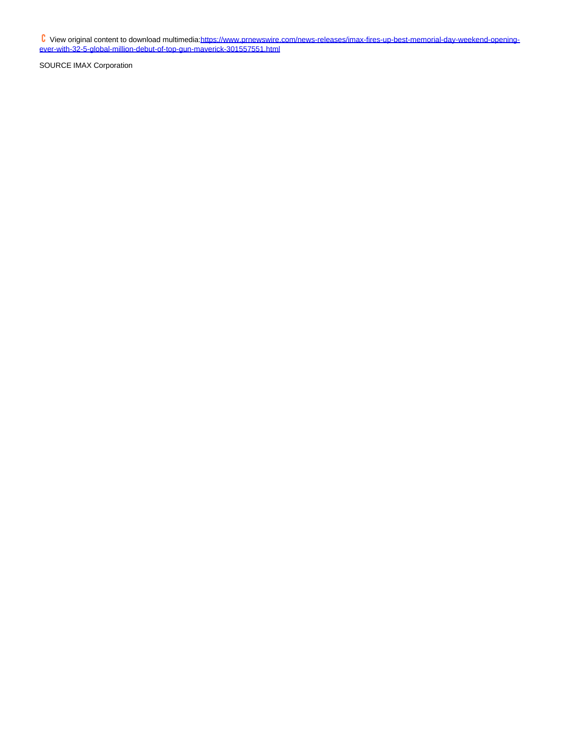View original content to download multimedia:[https://www.prnewswire.com/news-releases/imax-fires-up-best-memorial-day-weekend-opening-ever-with-32-5-global-million-debut-of-top-gun-maverick-301557551.html](https://www.prnewswire.com/news-releases/imax-fires-up-best-memorial-day-weekend-opening-ever-with-32-5-global-million-debut-of-top-gun-maverick-301557551.html)

SOURCE IMAX Corporation